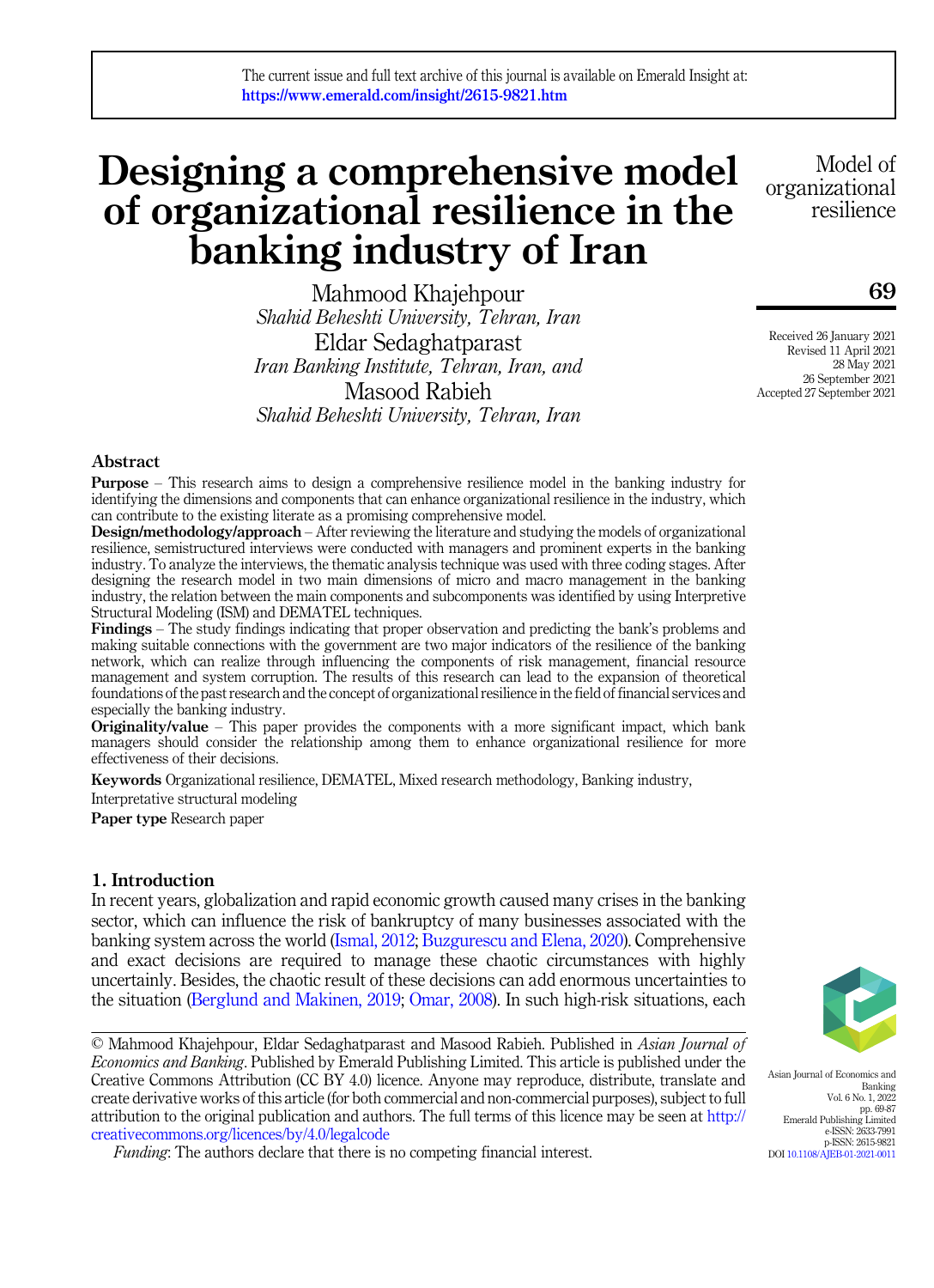# Designing a comprehensive model of organizational resilience in the banking industry of Iran

Mahmood Khajehpour
*Shahid Beheshti University, Tehran, Iran*

Eldar Sedaghatparast
*Iran Banking Institute, Tehran, Iran, and*

Masood Rabieh
*Shahid Beheshti University, Tehran, Iran*

Received 26 January 2021
Revised 11 April 2021
28 May 2021
26 September 2021
Accepted 27 September 2021

## Abstract

**Purpose** – This research aims to design a comprehensive resilience model in the banking industry for identifying the dimensions and components that can enhance organizational resilience in the industry, which can contribute to the existing literate as a promising comprehensive model.

**Design/methodology/approach** – After reviewing the literature and studying the models of organizational resilience, semistructured interviews were conducted with managers and prominent experts in the banking industry. To analyze the interviews, the thematic analysis technique was used with three coding stages. After designing the research model in two main dimensions of micro and macro management in the banking industry, the relation between the main components and subcomponents was identified by using Interpretive Structural Modeling (ISM) and DEMATEL techniques.

**Findings** – The study findings indicating that proper observation and predicting the bank's problems and making suitable connections with the government are two major indicators of the resilience of the banking network, which can realize through influencing the components of risk management, financial resource management and system corruption. The results of this research can lead to the expansion of theoretical foundations of the past research and the concept of organizational resilience in the field of financial services and especially the banking industry.

**Originality/value** – This paper provides the components with a more significant impact, which bank managers should consider the relationship among them to enhance organizational resilience for more effectiveness of their decisions.

**Keywords** Organizational resilience, DEMATEL, Mixed research methodology, Banking industry, Interpretative structural modeling

**Paper type** Research paper

## 1. Introduction

In recent years, globalization and rapid economic growth caused many crises in the banking sector, which can influence the risk of bankruptcy of many businesses associated with the banking system across the world (Ismal, 2012; Buzgurescu and Elena, 2020). Comprehensive and exact decisions are required to manage these chaotic circumstances with highly uncertainly. Besides, the chaotic result of these decisions can add enormous uncertainties to the situation (Berglund and Makinen, 2019; Omar, 2008). In such high-risk situations, each

© Mahmood Khajehpour, Eldar Sedaghatparast and Masood Rabieh. Published in *Asian Journal of Economics and Banking*. Published by Emerald Publishing Limited. This article is published under the Creative Commons Attribution (CC BY 4.0) licence. Anyone may reproduce, distribute, translate and create derivative works of this article (for both commercial and non-commercial purposes), subject to full attribution to the original publication and authors. The full terms of this licence may be seen at http://creativecommons.org/licences/by/4.0/legalcode

*Funding*: The authors declare that there is no competing financial interest.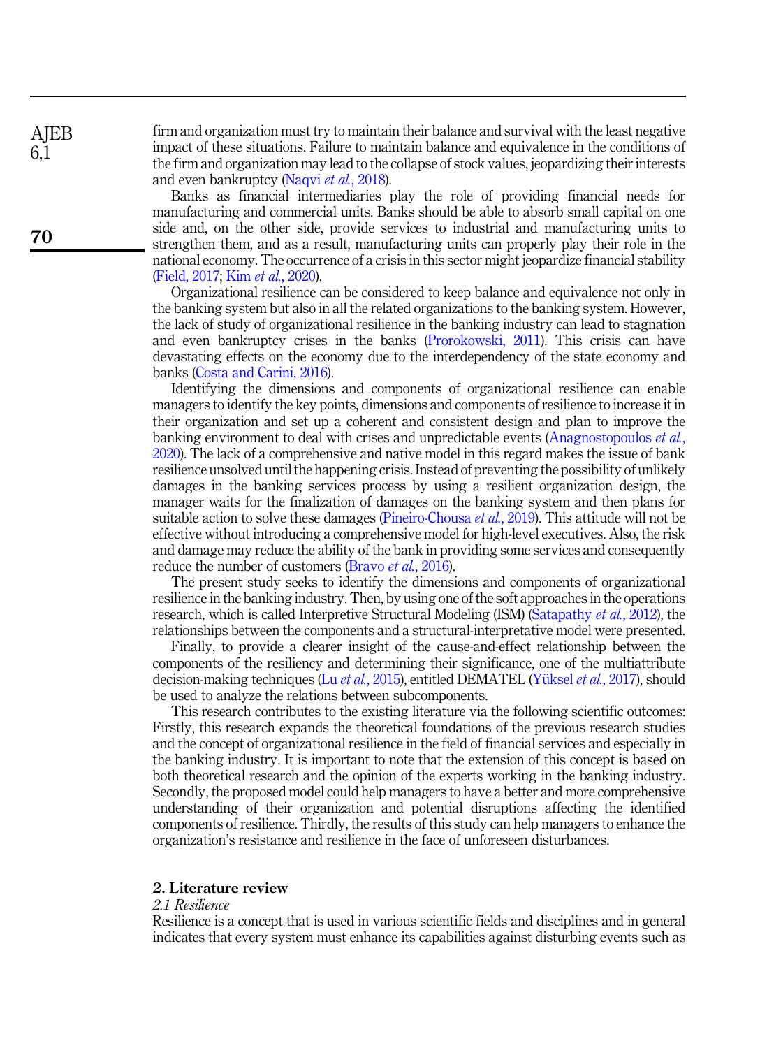firm and organization must try to maintain their balance and survival with the least negative impact of these situations. Failure to maintain balance and equivalence in the conditions of the firm and organization may lead to the collapse of stock values, jeopardizing their interests and even bankruptcy (Naqvi *et al.*, 2018).

Banks as financial intermediaries play the role of providing financial needs for manufacturing and commercial units. Banks should be able to absorb small capital on one side and, on the other side, provide services to industrial and manufacturing units to strengthen them, and as a result, manufacturing units can properly play their role in the national economy. The occurrence of a crisis in this sector might jeopardize financial stability (Field, 2017; Kim *et al.*, 2020).

Organizational resilience can be considered to keep balance and equivalence not only in the banking system but also in all the related organizations to the banking system. However, the lack of study of organizational resilience in the banking industry can lead to stagnation and even bankruptcy crises in the banks (Prorokowski, 2011). This crisis can have devastating effects on the economy due to the interdependency of the state economy and banks (Costa and Carini, 2016).

Identifying the dimensions and components of organizational resilience can enable managers to identify the key points, dimensions and components of resilience to increase it in their organization and set up a coherent and consistent design and plan to improve the banking environment to deal with crises and unpredictable events (Anagnostopoulos *et al.*, 2020). The lack of a comprehensive and native model in this regard makes the issue of bank resilience unsolved until the happening crisis. Instead of preventing the possibility of unlikely damages in the banking services process by using a resilient organization design, the manager waits for the finalization of damages on the banking system and then plans for suitable action to solve these damages (Pineiro-Chousa *et al.*, 2019). This attitude will not be effective without introducing a comprehensive model for high-level executives. Also, the risk and damage may reduce the ability of the bank in providing some services and consequently reduce the number of customers (Bravo *et al.*, 2016).

The present study seeks to identify the dimensions and components of organizational resilience in the banking industry. Then, by using one of the soft approaches in the operations research, which is called Interpretive Structural Modeling (ISM) (Satapathy *et al.*, 2012), the relationships between the components and a structural-interpretative model were presented.

Finally, to provide a clearer insight of the cause-and-effect relationship between the components of the resiliency and determining their significance, one of the multiattribute decision-making techniques (Lu *et al.*, 2015), entitled DEMATEL (Yüksel *et al.*, 2017), should be used to analyze the relations between subcomponents.

This research contributes to the existing literature via the following scientific outcomes: Firstly, this research expands the theoretical foundations of the previous research studies and the concept of organizational resilience in the field of financial services and especially in the banking industry. It is important to note that the extension of this concept is based on both theoretical research and the opinion of the experts working in the banking industry. Secondly, the proposed model could help managers to have a better and more comprehensive understanding of their organization and potential disruptions affecting the identified components of resilience. Thirdly, the results of this study can help managers to enhance the organization's resistance and resilience in the face of unforeseen disturbances.

## 2. Literature review

### *2.1 Resilience*

Resilience is a concept that is used in various scientific fields and disciplines and in general indicates that every system must enhance its capabilities against disturbing events such as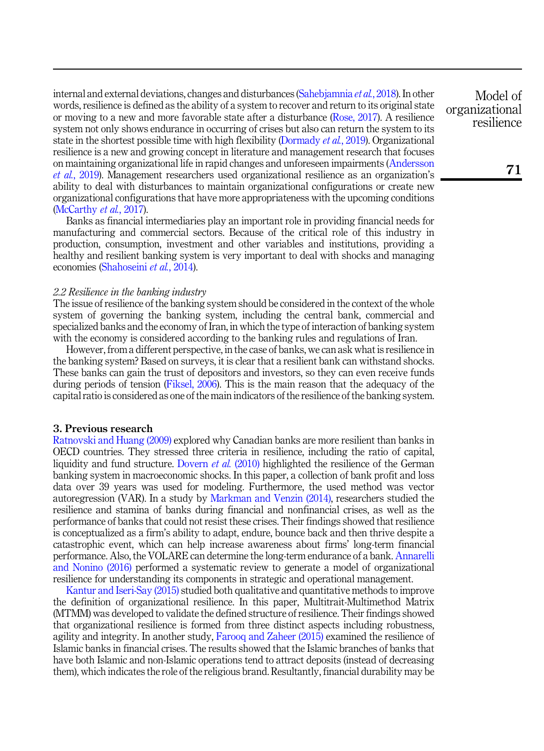internal and external deviations, changes and disturbances (Sahebjamnia *et al.*, 2018). In other words, resilience is defined as the ability of a system to recover and return to its original state or moving to a new and more favorable state after a disturbance (Rose, 2017). A resilience system not only shows endurance in occurring of crises but also can return the system to its state in the shortest possible time with high flexibility (Dormady *et al.*, 2019). Organizational resilience is a new and growing concept in literature and management research that focuses on maintaining organizational life in rapid changes and unforeseen impairments (Andersson *et al.*, 2019). Management researchers used organizational resilience as an organization's ability to deal with disturbances to maintain organizational configurations or create new organizational configurations that have more appropriateness with the upcoming conditions (McCarthy *et al.*, 2017).

Banks as financial intermediaries play an important role in providing financial needs for manufacturing and commercial sectors. Because of the critical role of this industry in production, consumption, investment and other variables and institutions, providing a healthy and resilient banking system is very important to deal with shocks and managing economies (Shahoseini *et al.*, 2014).

### *2.2 Resilience in the banking industry*

The issue of resilience of the banking system should be considered in the context of the whole system of governing the banking system, including the central bank, commercial and specialized banks and the economy of Iran, in which the type of interaction of banking system with the economy is considered according to the banking rules and regulations of Iran.

However, from a different perspective, in the case of banks, we can ask what is resilience in the banking system? Based on surveys, it is clear that a resilient bank can withstand shocks. These banks can gain the trust of depositors and investors, so they can even receive funds during periods of tension (Fiksel, 2006). This is the main reason that the adequacy of the capital ratio is considered as one of the main indicators of the resilience of the banking system.

## 3. Previous research

Ratnovski and Huang (2009) explored why Canadian banks are more resilient than banks in OECD countries. They stressed three criteria in resilience, including the ratio of capital, liquidity and fund structure. Dovern *et al.* (2010) highlighted the resilience of the German banking system in macroeconomic shocks. In this paper, a collection of bank profit and loss data over 39 years was used for modeling. Furthermore, the used method was vector autoregression (VAR). In a study by Markman and Venzin (2014), researchers studied the resilience and stamina of banks during financial and nonfinancial crises, as well as the performance of banks that could not resist these crises. Their findings showed that resilience is conceptualized as a firm's ability to adapt, endure, bounce back and then thrive despite a catastrophic event, which can help increase awareness about firms' long-term financial performance. Also, the VOLARE can determine the long-term endurance of a bank. Annarelli and Nonino (2016) performed a systematic review to generate a model of organizational resilience for understanding its components in strategic and operational management.

Kantur and Iseri-Say (2015) studied both qualitative and quantitative methods to improve the definition of organizational resilience. In this paper, Multitrait-Multimethod Matrix (MTMM) was developed to validate the defined structure of resilience. Their findings showed that organizational resilience is formed from three distinct aspects including robustness, agility and integrity. In another study, Farooq and Zaheer (2015) examined the resilience of Islamic banks in financial crises. The results showed that the Islamic branches of banks that have both Islamic and non-Islamic operations tend to attract deposits (instead of decreasing them), which indicates the role of the religious brand. Resultantly, financial durability may be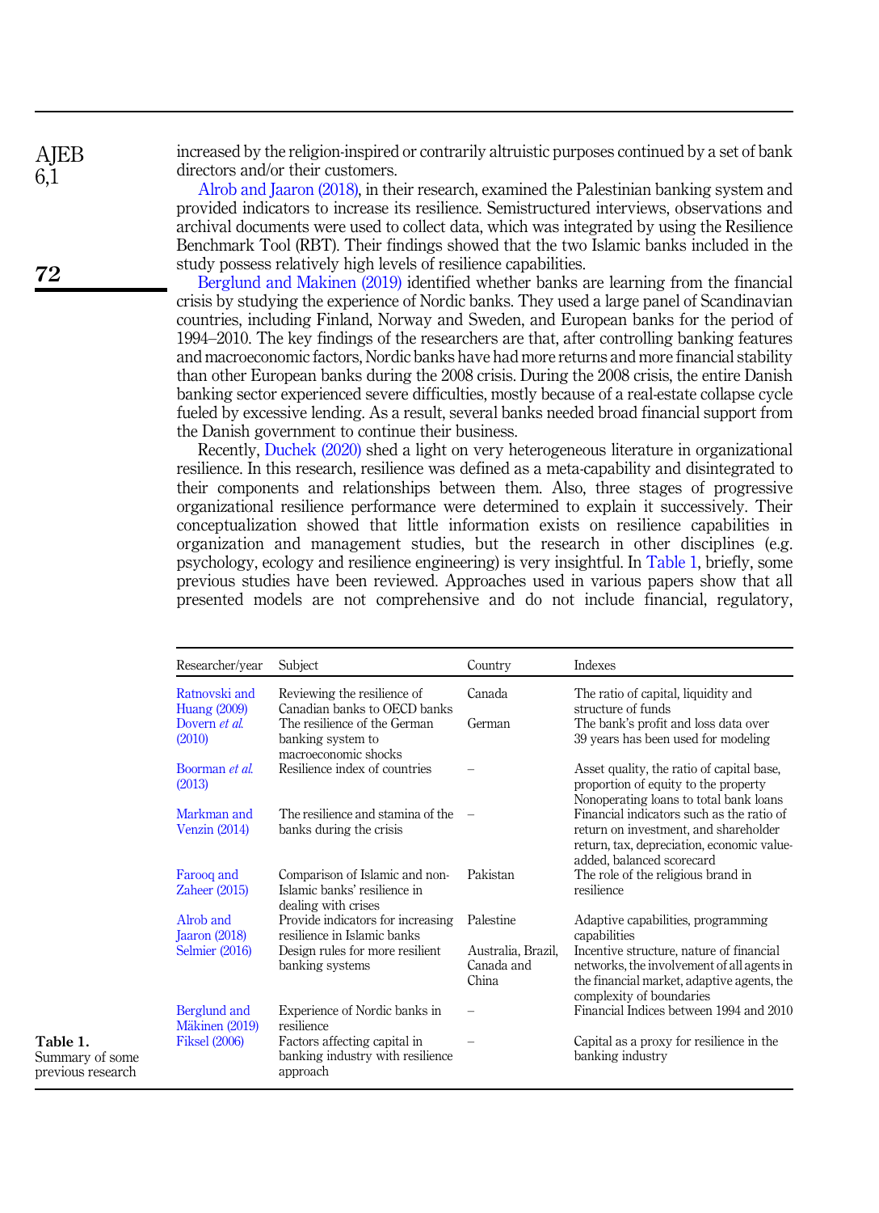increased by the religion-inspired or contrarily altruistic purposes continued by a set of bank directors and/or their customers.

Alrob and Jaaron (2018), in their research, examined the Palestinian banking system and provided indicators to increase its resilience. Semistructured interviews, observations and archival documents were used to collect data, which was integrated by using the Resilience Benchmark Tool (RBT). Their findings showed that the two Islamic banks included in the study possess relatively high levels of resilience capabilities.

Berglund and Makinen (2019) identified whether banks are learning from the financial crisis by studying the experience of Nordic banks. They used a large panel of Scandinavian countries, including Finland, Norway and Sweden, and European banks for the period of 1994–2010. The key findings of the researchers are that, after controlling banking features and macroeconomic factors, Nordic banks have had more returns and more financial stability than other European banks during the 2008 crisis. During the 2008 crisis, the entire Danish banking sector experienced severe difficulties, mostly because of a real-estate collapse cycle fueled by excessive lending. As a result, several banks needed broad financial support from the Danish government to continue their business.

Recently, Duchek (2020) shed a light on very heterogeneous literature in organizational resilience. In this research, resilience was defined as a meta-capability and disintegrated to their components and relationships between them. Also, three stages of progressive organizational resilience performance were determined to explain it successively. Their conceptualization showed that little information exists on resilience capabilities in organization and management studies, but the research in other disciplines (e.g. psychology, ecology and resilience engineering) is very insightful. In Table 1, briefly, some previous studies have been reviewed. Approaches used in various papers show that all presented models are not comprehensive and do not include financial, regulatory,

| Researcher/year | Subject | Country | Indexes |
|---|---|---|---|
| Ratnovski and Huang (2009) | Reviewing the resilience of Canadian banks to OECD banks | Canada | The ratio of capital, liquidity and structure of funds |
| Dovern *et al.* (2010) | The resilience of the German banking system to macroeconomic shocks | German | The bank's profit and loss data over 39 years has been used for modeling |
| Boorman *et al.* (2013) | Resilience index of countries | – | Asset quality, the ratio of capital base, proportion of equity to the property Nonoperating loans to total bank loans |
| Markman and Venzin (2014) | The resilience and stamina of the banks during the crisis | – | Financial indicators such as the ratio of return on investment, and shareholder return, tax, depreciation, economic value-added, balanced scorecard |
| Farooq and Zaheer (2015) | Comparison of Islamic and non-Islamic banks' resilience in dealing with crises | Pakistan | The role of the religious brand in resilience |
| Alrob and Jaaron (2018) | Provide indicators for increasing resilience in Islamic banks | Palestine | Adaptive capabilities, programming capabilities |
| Selmier (2016) | Design rules for more resilient banking systems | Australia, Brazil, Canada and China | Incentive structure, nature of financial networks, the involvement of all agents in the financial market, adaptive agents, the complexity of boundaries |
| Berglund and Mäkinen (2019) | Experience of Nordic banks in resilience | – | Financial Indices between 1994 and 2010 |
| Fiksel (2006) | Factors affecting capital in banking industry with resilience approach | – | Capital as a proxy for resilience in the banking industry |

**Table 1.** Summary of some previous research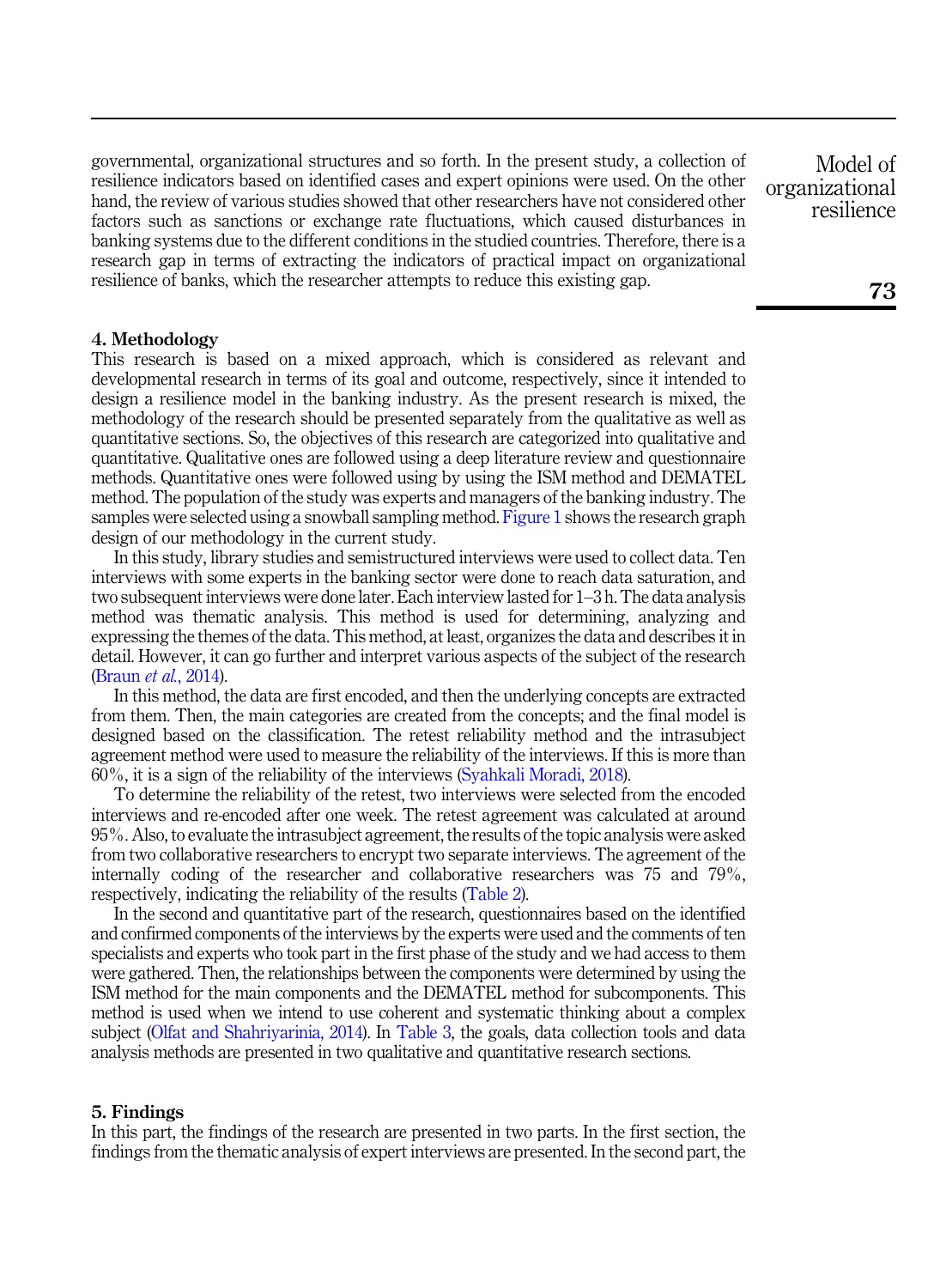governmental, organizational structures and so forth. In the present study, a collection of resilience indicators based on identified cases and expert opinions were used. On the other hand, the review of various studies showed that other researchers have not considered other factors such as sanctions or exchange rate fluctuations, which caused disturbances in banking systems due to the different conditions in the studied countries. Therefore, there is a research gap in terms of extracting the indicators of practical impact on organizational resilience of banks, which the researcher attempts to reduce this existing gap.

## 4. Methodology

This research is based on a mixed approach, which is considered as relevant and developmental research in terms of its goal and outcome, respectively, since it intended to design a resilience model in the banking industry. As the present research is mixed, the methodology of the research should be presented separately from the qualitative as well as quantitative sections. So, the objectives of this research are categorized into qualitative and quantitative. Qualitative ones are followed using a deep literature review and questionnaire methods. Quantitative ones were followed using by using the ISM method and DEMATEL method. The population of the study was experts and managers of the banking industry. The samples were selected using a snowball sampling method. Figure 1 shows the research graph design of our methodology in the current study.

In this study, library studies and semistructured interviews were used to collect data. Ten interviews with some experts in the banking sector were done to reach data saturation, and two subsequent interviews were done later. Each interview lasted for 1–3 h. The data analysis method was thematic analysis. This method is used for determining, analyzing and expressing the themes of the data. This method, at least, organizes the data and describes it in detail. However, it can go further and interpret various aspects of the subject of the research (Braun *et al.*, 2014).

In this method, the data are first encoded, and then the underlying concepts are extracted from them. Then, the main categories are created from the concepts; and the final model is designed based on the classification. The retest reliability method and the intrasubject agreement method were used to measure the reliability of the interviews. If this is more than 60%, it is a sign of the reliability of the interviews (Syahkali Moradi, 2018).

To determine the reliability of the retest, two interviews were selected from the encoded interviews and re-encoded after one week. The retest agreement was calculated at around 95%. Also, to evaluate the intrasubject agreement, the results of the topic analysis were asked from two collaborative researchers to encrypt two separate interviews. The agreement of the internally coding of the researcher and collaborative researchers was 75 and 79%, respectively, indicating the reliability of the results (Table 2).

In the second and quantitative part of the research, questionnaires based on the identified and confirmed components of the interviews by the experts were used and the comments of ten specialists and experts who took part in the first phase of the study and we had access to them were gathered. Then, the relationships between the components were determined by using the ISM method for the main components and the DEMATEL method for subcomponents. This method is used when we intend to use coherent and systematic thinking about a complex subject (Olfat and Shahriyarinia, 2014). In Table 3, the goals, data collection tools and data analysis methods are presented in two qualitative and quantitative research sections.

## 5. Findings

In this part, the findings of the research are presented in two parts. In the first section, the findings from the thematic analysis of expert interviews are presented. In the second part, the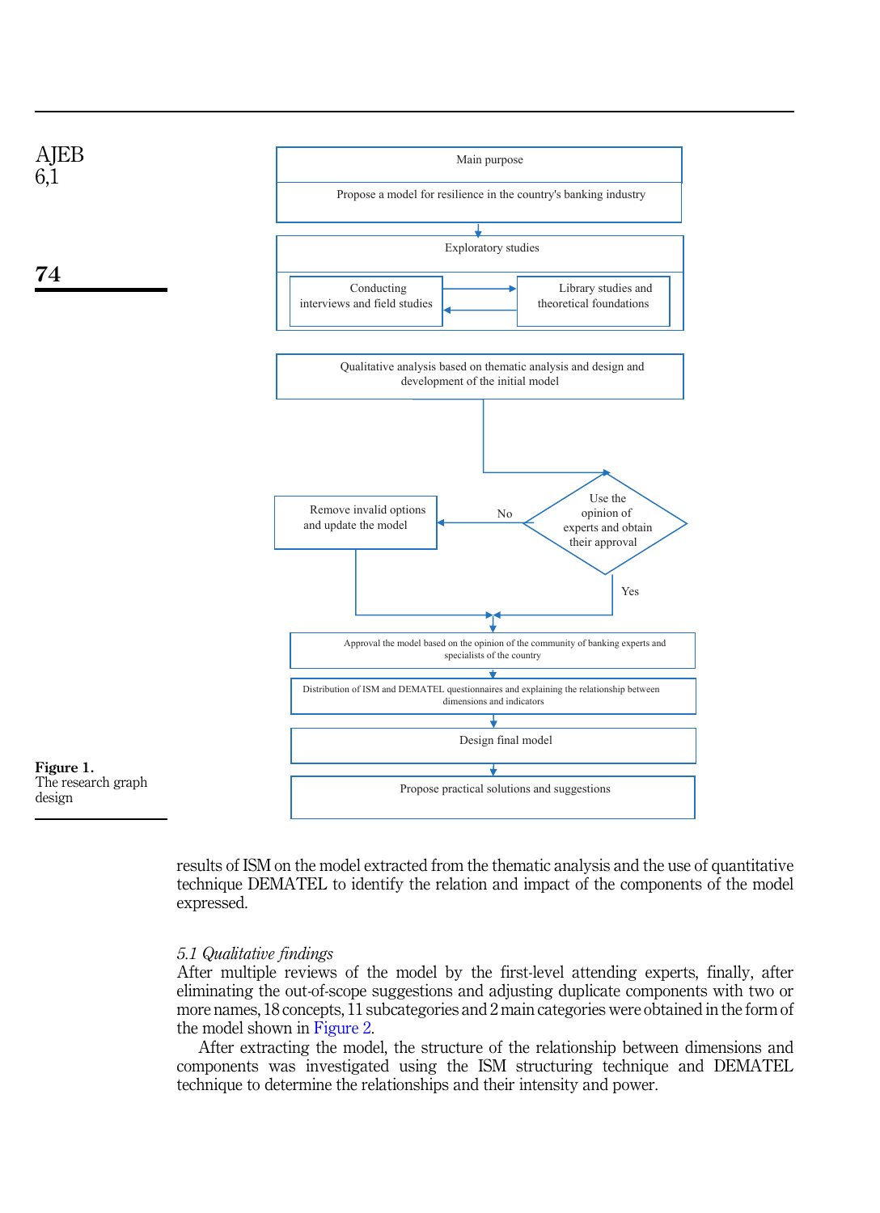Main purpose

Propose a model for resilience in the country's banking industry

Exploratory studies

Conducting interviews and field studies

Library studies and theoretical foundations

Qualitative analysis based on thematic analysis and design and development of the initial model

Use the opinion of experts and obtain their approval

No

Remove invalid options and update the model

Yes

Approval the model based on the opinion of the community of banking experts and specialists of the country

Distribution of ISM and DEMATEL questionnaires and explaining the relationship between dimensions and indicators

Design final model

Propose practical solutions and suggestions

**Figure 1.**
The research graph design

results of ISM on the model extracted from the thematic analysis and the use of quantitative technique DEMATEL to identify the relation and impact of the components of the model expressed.

### *5.1 Qualitative findings*

After multiple reviews of the model by the first-level attending experts, finally, after eliminating the out-of-scope suggestions and adjusting duplicate components with two or more names, 18 concepts, 11 subcategories and 2 main categories were obtained in the form of the model shown in Figure 2.

After extracting the model, the structure of the relationship between dimensions and components was investigated using the ISM structuring technique and DEMATEL technique to determine the relationships and their intensity and power.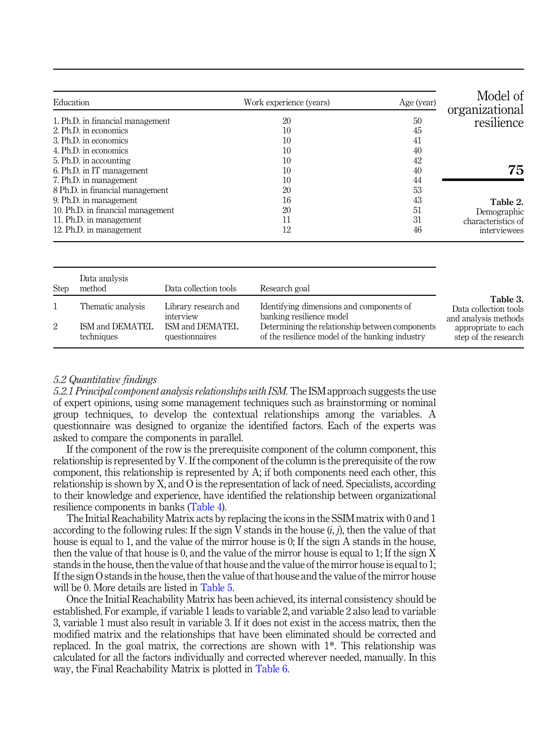| Education | Work experience (years) | Age (year) |
|---|---|---|
| 1. Ph.D. in financial management | 20 | 50 |
| 2. Ph.D. in economics | 10 | 45 |
| 3. Ph.D. in economics | 10 | 41 |
| 4. Ph.D. in economics | 10 | 40 |
| 5. Ph.D. in accounting | 10 | 42 |
| 6. Ph.D. in IT management | 10 | 40 |
| 7. Ph.D. in management | 10 | 44 |
| 8 Ph.D. in financial management | 20 | 53 |
| 9. Ph.D. in management | 16 | 43 |
| 10. Ph.D. in financial management | 20 | 51 |
| 11. Ph.D. in management | 11 | 31 |
| 12. Ph.D. in management | 12 | 46 |

**Table 2.** Demographic characteristics of interviewees

| Step | Data analysis method | Data collection tools | Research goal |
|---|---|---|---|
| 1 | Thematic analysis | Library research and interview | Identifying dimensions and components of banking resilience model |
| 2 | ISM and DEMATEL techniques | ISM and DEMATEL questionnaires | Determining the relationship between components of the resilience model of the banking industry |

**Table 3.** Data collection tools and analysis methods appropriate to each step of the research

### 5.2 Quantitative findings

*5.2.1 Principal component analysis relationships with ISM.* The ISM approach suggests the use of expert opinions, using some management techniques such as brainstorming or nominal group techniques, to develop the contextual relationships among the variables. A questionnaire was designed to organize the identified factors. Each of the experts was asked to compare the components in parallel.

If the component of the row is the prerequisite component of the column component, this relationship is represented by V. If the component of the column is the prerequisite of the row component, this relationship is represented by A; if both components need each other, this relationship is shown by X, and O is the representation of lack of need. Specialists, according to their knowledge and experience, have identified the relationship between organizational resilience components in banks (Table 4).

The Initial Reachability Matrix acts by replacing the icons in the SSIM matrix with 0 and 1 according to the following rules: If the sign V stands in the house $(i, j)$, then the value of that house is equal to 1, and the value of the mirror house is 0; If the sign A stands in the house, then the value of that house is 0, and the value of the mirror house is equal to 1; If the sign X stands in the house, then the value of that house and the value of the mirror house is equal to 1; If the sign O stands in the house, then the value of that house and the value of the mirror house will be 0. More details are listed in Table 5.

Once the Initial Reachability Matrix has been achieved, its internal consistency should be established. For example, if variable 1 leads to variable 2, and variable 2 also lead to variable 3, variable 1 must also result in variable 3. If it does not exist in the access matrix, then the modified matrix and the relationships that have been eliminated should be corrected and replaced. In the goal matrix, the corrections are shown with 1*. This relationship was calculated for all the factors individually and corrected wherever needed, manually. In this way, the Final Reachability Matrix is plotted in Table 6.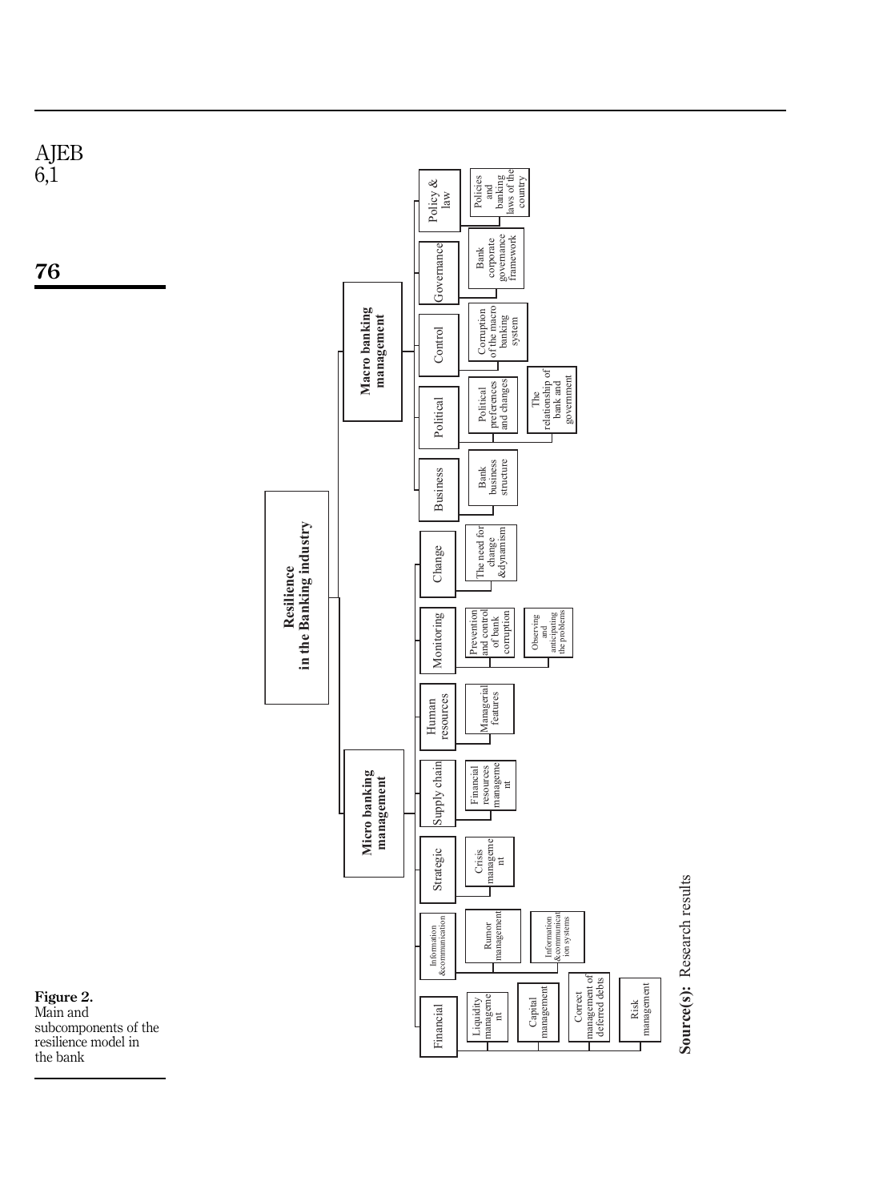Resilience in the Banking industry

- **Micro banking management**
  - Financial
    - Liquidity management
    - Capital management
    - Correct management of deferred debts
    - Risk management
  - Information &communication
    - Rumor management
    - Information &communication systems
  - Strategic
    - Crisis management
  - Supply chain
    - Financial resources management
  - Human resources
    - Managerial features
  - Monitoring
    - Prevention and control of bank corruption
    - Observing and anticipating the problems
  - Change
    - The need for change &dynamism
- **Macro banking management**
  - Business
    - Bank business structure
  - Political
    - Political preferences and changes
    - The relationship of bank and government
  - Control
    - Corruption of the macro banking system
  - Governance
    - Bank corporate governance framework
  - Policy & law
    - Policies and banking laws of the country

**Source(s):** Research results

**Figure 2.** Main and subcomponents of the resilience model in the bank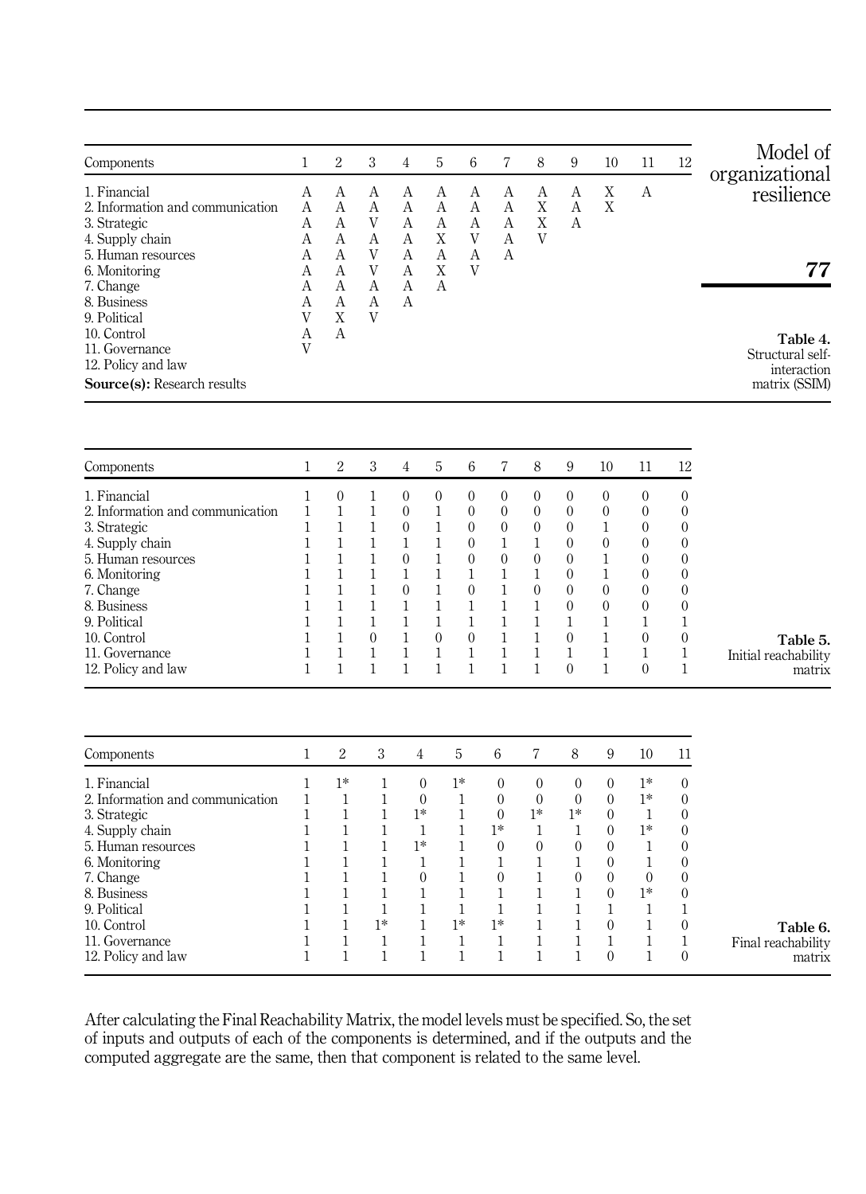| Components | 1 | 2 | 3 | 4 | 5 | 6 | 7 | 8 | 9 | 10 | 11 | 12 |
|---|---|---|---|---|---|---|---|---|---|---|---|---|
| 1. Financial | A | A | A | A | A | A | A | A | A | X | A | |
| 2. Information and communication | A | A | A | A | A | A | A | X | A | X | | |
| 3. Strategic | A | A | V | A | A | A | A | X | A | | | |
| 4. Supply chain | A | A | A | A | X | V | A | V | | | | |
| 5. Human resources | A | A | V | A | A | A | A | | | | | |
| 6. Monitoring | A | A | V | A | X | V | | | | | | |
| 7. Change | A | A | A | A | A | | | | | | | |
| 8. Business | A | A | A | A | | | | | | | | |
| 9. Political | V | X | V | | | | | | | | | |
| 10. Control | A | A | | | | | | | | | | |
| 11. Governance | V | | | | | | | | | | | |
| 12. Policy and law | | | | | | | | | | | | |

**Source(s):** Research results

**Table 4.** Structural self-interaction matrix (SSIM)

| Components | 1 | 2 | 3 | 4 | 5 | 6 | 7 | 8 | 9 | 10 | 11 | 12 |
|---|---|---|---|---|---|---|---|---|---|---|---|---|
| 1. Financial | 1 | 0 | 1 | 0 | 0 | 0 | 0 | 0 | 0 | 0 | 0 | 0 |
| 2. Information and communication | 1 | 1 | 1 | 0 | 1 | 0 | 0 | 0 | 0 | 0 | 0 | 0 |
| 3. Strategic | 1 | 1 | 1 | 0 | 1 | 0 | 0 | 0 | 0 | 1 | 0 | 0 |
| 4. Supply chain | 1 | 1 | 1 | 1 | 1 | 0 | 1 | 1 | 0 | 0 | 0 | 0 |
| 5. Human resources | 1 | 1 | 1 | 0 | 1 | 0 | 0 | 0 | 0 | 1 | 0 | 0 |
| 6. Monitoring | 1 | 1 | 1 | 1 | 1 | 1 | 1 | 1 | 0 | 1 | 0 | 0 |
| 7. Change | 1 | 1 | 1 | 0 | 1 | 0 | 1 | 0 | 0 | 0 | 0 | 0 |
| 8. Business | 1 | 1 | 1 | 1 | 1 | 1 | 1 | 1 | 0 | 0 | 0 | 0 |
| 9. Political | 1 | 1 | 1 | 1 | 1 | 1 | 1 | 1 | 1 | 1 | 1 | 1 |
| 10. Control | 1 | 1 | 0 | 1 | 0 | 0 | 1 | 1 | 0 | 1 | 0 | 0 |
| 11. Governance | 1 | 1 | 1 | 1 | 1 | 1 | 1 | 1 | 1 | 1 | 1 | 1 |
| 12. Policy and law | 1 | 1 | 1 | 1 | 1 | 1 | 1 | 1 | 0 | 1 | 0 | 1 |

**Table 5.** Initial reachability matrix

| Components | 1 | 2 | 3 | 4 | 5 | 6 | 7 | 8 | 9 | 10 | 11 |
|---|---|---|---|---|---|---|---|---|---|---|---|
| 1. Financial | 1 | 1* | 1 | 0 | 1* | 0 | 0 | 0 | 0 | 1* | 0 |
| 2. Information and communication | 1 | 1 | 1 | 0 | 1 | 0 | 0 | 0 | 0 | 1* | 0 |
| 3. Strategic | 1 | 1 | 1 | 1* | 1 | 0 | 1* | 1* | 0 | 1 | 0 |
| 4. Supply chain | 1 | 1 | 1 | 1 | 1 | 1* | 1 | 1 | 0 | 1* | 0 |
| 5. Human resources | 1 | 1 | 1 | 1* | 1 | 0 | 0 | 0 | 0 | 1 | 0 |
| 6. Monitoring | 1 | 1 | 1 | 1 | 1 | 1 | 1 | 1 | 0 | 1 | 0 |
| 7. Change | 1 | 1 | 1 | 0 | 1 | 0 | 1 | 0 | 0 | 0 | 0 |
| 8. Business | 1 | 1 | 1 | 1 | 1 | 1 | 1 | 1 | 0 | 1* | 0 |
| 9. Political | 1 | 1 | 1 | 1 | 1 | 1 | 1 | 1 | 1 | 1 | 1 |
| 10. Control | 1 | 1 | 1* | 1 | 1* | 1* | 1 | 1 | 0 | 1 | 0 |
| 11. Governance | 1 | 1 | 1 | 1 | 1 | 1 | 1 | 1 | 1 | 1 | 1 |
| 12. Policy and law | 1 | 1 | 1 | 1 | 1 | 1 | 1 | 1 | 0 | 1 | 0 |

**Table 6.** Final reachability matrix

After calculating the Final Reachability Matrix, the model levels must be specified. So, the set of inputs and outputs of each of the components is determined, and if the outputs and the computed aggregate are the same, then that component is related to the same level.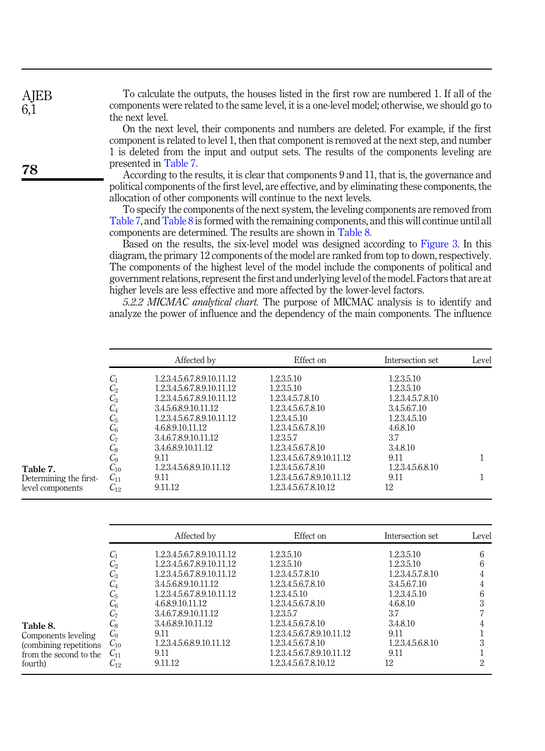To calculate the outputs, the houses listed in the first row are numbered 1. If all of the components were related to the same level, it is a one-level model; otherwise, we should go to the next level.

On the next level, their components and numbers are deleted. For example, if the first component is related to level 1, then that component is removed at the next step, and number 1 is deleted from the input and output sets. The results of the components leveling are presented in Table 7.

According to the results, it is clear that components 9 and 11, that is, the governance and political components of the first level, are effective, and by eliminating these components, the allocation of other components will continue to the next levels.

To specify the components of the next system, the leveling components are removed from Table 7, and Table 8 is formed with the remaining components, and this will continue until all components are determined. The results are shown in Table 8.

Based on the results, the six-level model was designed according to Figure 3. In this diagram, the primary 12 components of the model are ranked from top to down, respectively. The components of the highest level of the model include the components of political and government relations, represent the first and underlying level of the model. Factors that are at higher levels are less effective and more affected by the lower-level factors.

*5.2.2 MICMAC analytical chart.* The purpose of MICMAC analysis is to identify and analyze the power of influence and the dependency of the main components. The influence

**Table 7.** Determining the first-level components

| | Affected by | Effect on | Intersection set | Level |
|---|---|---|---|---|
| $C_1$ | 1.2.3.4.5.6.7.8.9.10.11.12 | 1.2.3.5.10 | 1.2.3.5.10 | |
| $C_2$ | 1.2.3.4.5.6.7.8.9.10.11.12 | 1.2.3.5.10 | 1.2.3.5.10 | |
| $C_3$ | 1.2.3.4.5.6.7.8.9.10.11.12 | 1.2.3.4.5.7.8.10 | 1.2.3.4.5.7.8.10 | |
| $C_4$ | 3.4.5.6.8.9.10.11.12 | 1.2.3.4.5.6.7.8.10 | 3.4.5.6.7.10 | |
| $C_5$ | 1.2.3.4.5.6.7.8.9.10.11.12 | 1.2.3.4.5.10 | 1.2.3.4.5.10 | |
| $C_6$ | 4.6.8.9.10.11.12 | 1.2.3.4.5.6.7.8.10 | 4.6.8.10 | |
| $C_7$ | 3.4.6.7.8.9.10.11.12 | 1.2.3.5.7 | 3.7 | |
| $C_8$ | 3.4.6.8.9.10.11.12 | 1.2.3.4.5.6.7.8.10 | 3.4.8.10 | |
| $C_9$ | 9.11 | 1.2.3.4.5.6.7.8.9.10.11.12 | 9.11 | 1 |
| $C_{10}$ | 1.2.3.4.5.6.8.9.10.11.12 | 1.2.3.4.5.6.7.8.10 | 1.2.3.4.5.6.8.10 | |
| $C_{11}$ | 9.11 | 1.2.3.4.5.6.7.8.9.10.11.12 | 9.11 | 1 |
| $C_{12}$ | 9.11.12 | 1.2.3.4.5.6.7.8.10.12 | 12 | |

**Table 8.** Components leveling (combining repetitions from the second to the fourth)

| | Affected by | Effect on | Intersection set | Level |
|---|---|---|---|---|
| $C_1$ | 1.2.3.4.5.6.7.8.9.10.11.12 | 1.2.3.5.10 | 1.2.3.5.10 | 6 |
| $C_2$ | 1.2.3.4.5.6.7.8.9.10.11.12 | 1.2.3.5.10 | 1.2.3.5.10 | 6 |
| $C_3$ | 1.2.3.4.5.6.7.8.9.10.11.12 | 1.2.3.4.5.7.8.10 | 1.2.3.4.5.7.8.10 | 4 |
| $C_4$ | 3.4.5.6.8.9.10.11.12 | 1.2.3.4.5.6.7.8.10 | 3.4.5.6.7.10 | 4 |
| $C_5$ | 1.2.3.4.5.6.7.8.9.10.11.12 | 1.2.3.4.5.10 | 1.2.3.4.5.10 | 6 |
| $C_6$ | 4.6.8.9.10.11.12 | 1.2.3.4.5.6.7.8.10 | 4.6.8.10 | 3 |
| $C_7$ | 3.4.6.7.8.9.10.11.12 | 1.2.3.5.7 | 3.7 | 7 |
| $C_8$ | 3.4.6.8.9.10.11.12 | 1.2.3.4.5.6.7.8.10 | 3.4.8.10 | 4 |
| $C_9$ | 9.11 | 1.2.3.4.5.6.7.8.9.10.11.12 | 9.11 | 1 |
| $C_{10}$ | 1.2.3.4.5.6.8.9.10.11.12 | 1.2.3.4.5.6.7.8.10 | 1.2.3.4.5.6.8.10 | 3 |
| $C_{11}$ | 9.11 | 1.2.3.4.5.6.7.8.9.10.11.12 | 9.11 | 1 |
| $C_{12}$ | 9.11.12 | 1.2.3.4.5.6.7.8.10.12 | 12 | 2 |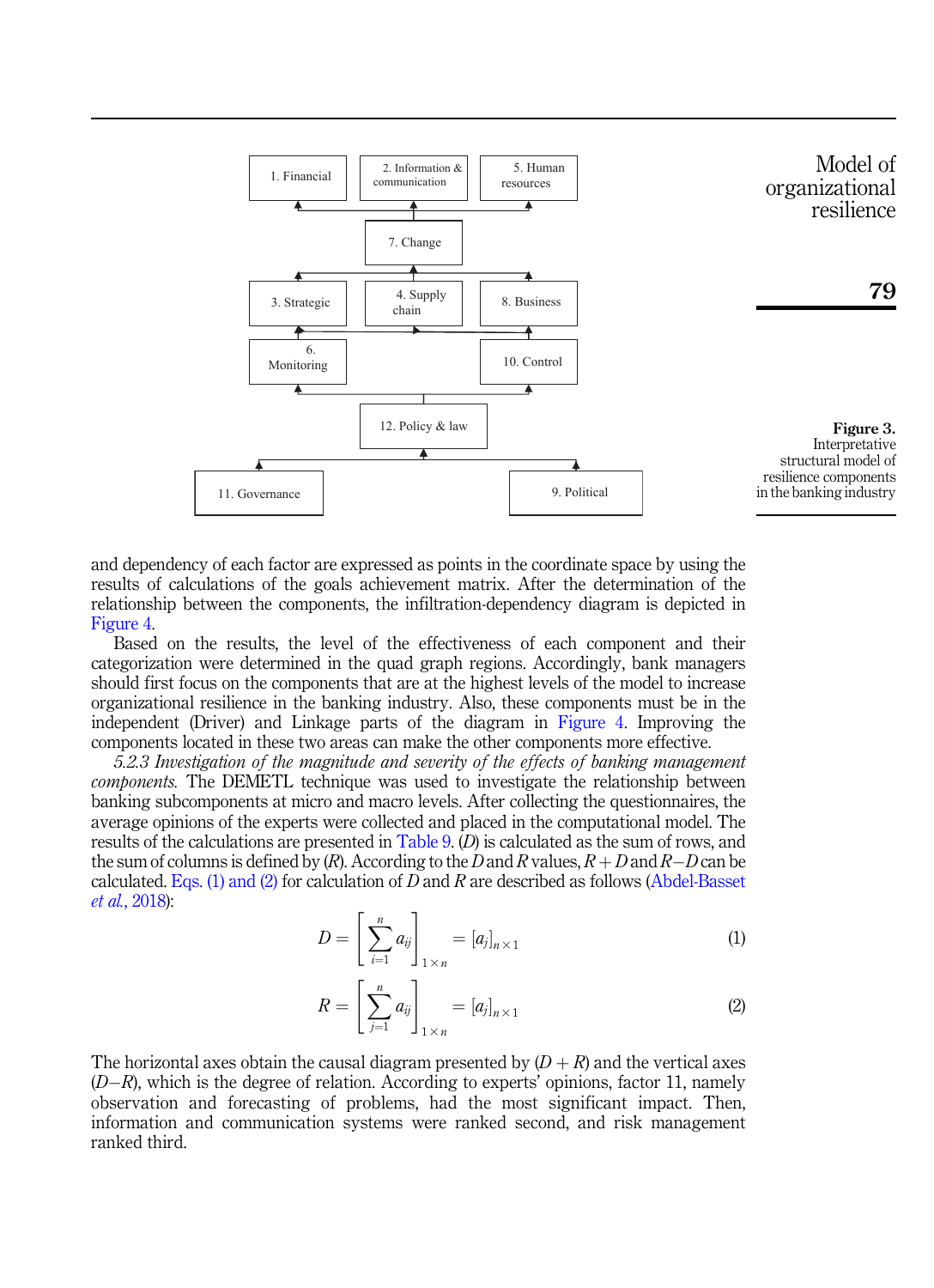Figure 3. Interpretative structural model of resilience components in the banking industry

and dependency of each factor are expressed as points in the coordinate space by using the results of calculations of the goals achievement matrix. After the determination of the relationship between the components, the infiltration-dependency diagram is depicted in Figure 4.

Based on the results, the level of the effectiveness of each component and their categorization were determined in the quad graph regions. Accordingly, bank managers should first focus on the components that are at the highest levels of the model to increase organizational resilience in the banking industry. Also, these components must be in the independent (Driver) and Linkage parts of the diagram in Figure 4. Improving the components located in these two areas can make the other components more effective.

*5.2.3 Investigation of the magnitude and severity of the effects of banking management components.* The DEMETL technique was used to investigate the relationship between banking subcomponents at micro and macro levels. After collecting the questionnaires, the average opinions of the experts were collected and placed in the computational model. The results of the calculations are presented in Table 9. ($D$) is calculated as the sum of rows, and the sum of columns is defined by ($R$). According to the $D$ and $R$ values, $R+D$ and $R-D$ can be calculated. Eqs. (1) and (2) for calculation of $D$ and $R$ are described as follows (Abdel-Basset *et al.*, 2018):

$$D = \left[\sum_{i=1}^{n} a_{ij}\right]_{1\times n} = [a_j]_{n\times 1} \tag{1}$$

$$R = \left[\sum_{j=1}^{n} a_{ij}\right]_{1\times n} = [a_j]_{n\times 1} \tag{2}$$

The horizontal axes obtain the causal diagram presented by ($D+R$) and the vertical axes ($D-R$), which is the degree of relation. According to experts' opinions, factor 11, namely observation and forecasting of problems, had the most significant impact. Then, information and communication systems were ranked second, and risk management ranked third.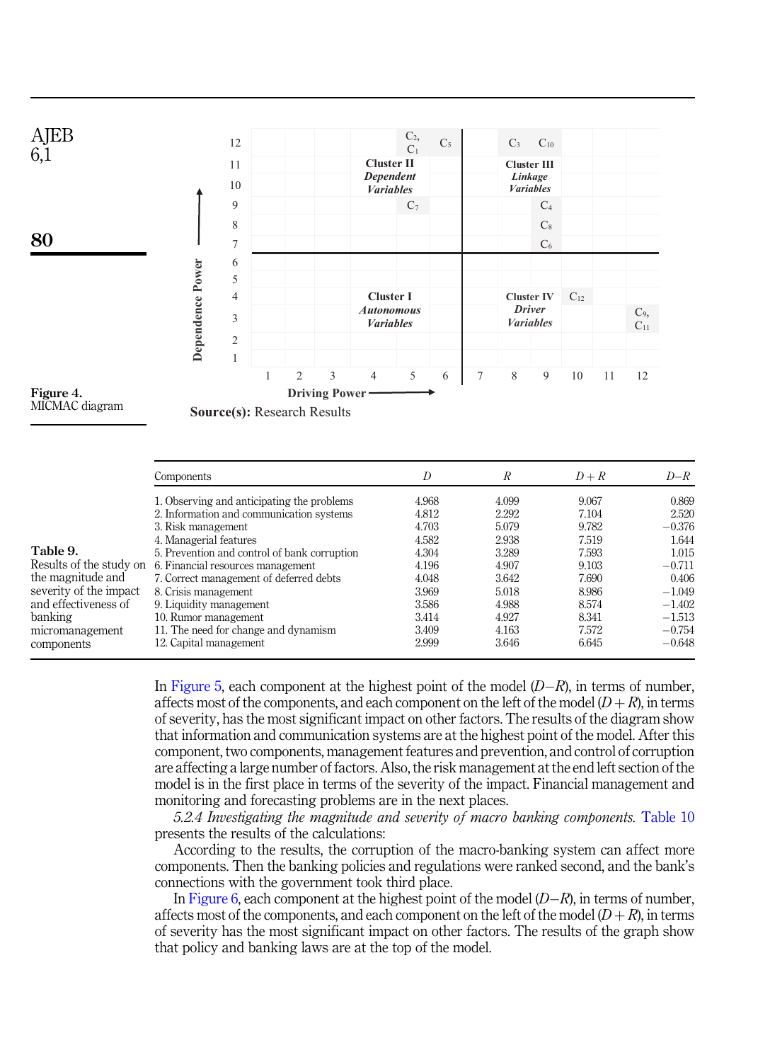Figure 4.
MICMAC diagram

**Source(s):** Research Results

Table 9.
Results of the study on the magnitude and severity of the impact and effectiveness of banking micromanagement components

| Components | $D$ | $R$ | $D+R$ | $D-R$ |
|---|---|---|---|---|
| 1. Observing and anticipating the problems | 4.968 | 4.099 | 9.067 | 0.869 |
| 2. Information and communication systems | 4.812 | 2.292 | 7.104 | 2.520 |
| 3. Risk management | 4.703 | 5.079 | 9.782 | −0.376 |
| 4. Managerial features | 4.582 | 2.938 | 7.519 | 1.644 |
| 5. Prevention and control of bank corruption | 4.304 | 3.289 | 7.593 | 1.015 |
| 6. Financial resources management | 4.196 | 4.907 | 9.103 | −0.711 |
| 7. Correct management of deferred debts | 4.048 | 3.642 | 7.690 | 0.406 |
| 8. Crisis management | 3.969 | 5.018 | 8.986 | −1.049 |
| 9. Liquidity management | 3.586 | 4.988 | 8.574 | −1.402 |
| 10. Rumor management | 3.414 | 4.927 | 8.341 | −1.513 |
| 11. The need for change and dynamism | 3.409 | 4.163 | 7.572 | −0.754 |
| 12. Capital management | 2.999 | 3.646 | 6.645 | −0.648 |

In Figure 5, each component at the highest point of the model ($D-R$), in terms of number, affects most of the components, and each component on the left of the model ($D+R$), in terms of severity, has the most significant impact on other factors. The results of the diagram show that information and communication systems are at the highest point of the model. After this component, two components, management features and prevention, and control of corruption are affecting a large number of factors. Also, the risk management at the end left section of the model is in the first place in terms of the severity of the impact. Financial management and monitoring and forecasting problems are in the next places.

*5.2.4 Investigating the magnitude and severity of macro banking components.* Table 10 presents the results of the calculations:

According to the results, the corruption of the macro-banking system can affect more components. Then the banking policies and regulations were ranked second, and the bank's connections with the government took third place.

In Figure 6, each component at the highest point of the model ($D-R$), in terms of number, affects most of the components, and each component on the left of the model ($D+R$), in terms of severity has the most significant impact on other factors. The results of the graph show that policy and banking laws are at the top of the model.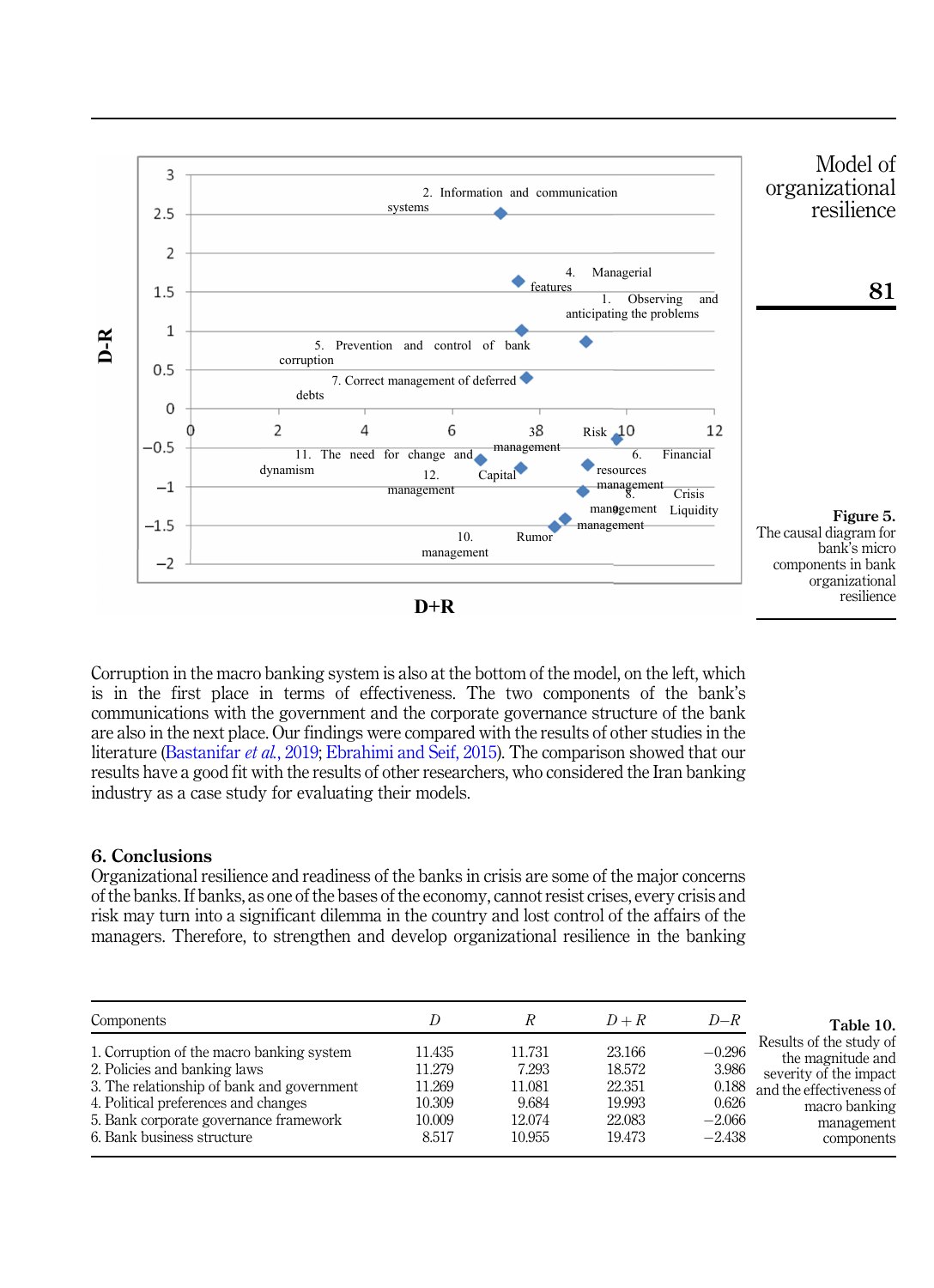Figure 5. The causal diagram for bank's micro components in bank organizational resilience

Corruption in the macro banking system is also at the bottom of the model, on the left, which is in the first place in terms of effectiveness. The two components of the bank's communications with the government and the corporate governance structure of the bank are also in the next place. Our findings were compared with the results of other studies in the literature (Bastanifar *et al.*, 2019; Ebrahimi and Seif, 2015). The comparison showed that our results have a good fit with the results of other researchers, who considered the Iran banking industry as a case study for evaluating their models.

## 6. Conclusions

Organizational resilience and readiness of the banks in crisis are some of the major concerns of the banks. If banks, as one of the bases of the economy, cannot resist crises, every crisis and risk may turn into a significant dilemma in the country and lost control of the affairs of the managers. Therefore, to strengthen and develop organizational resilience in the banking

| Components | *D* | *R* | *D* + *R* | *D*–*R* |
|---|---|---|---|---|
| 1. Corruption of the macro banking system | 11.435 | 11.731 | 23.166 | −0.296 |
| 2. Policies and banking laws | 11.279 | 7.293 | 18.572 | 3.986 |
| 3. The relationship of bank and government | 11.269 | 11.081 | 22.351 | 0.188 |
| 4. Political preferences and changes | 10.309 | 9.684 | 19.993 | 0.626 |
| 5. Bank corporate governance framework | 10.009 | 12.074 | 22.083 | −2.066 |
| 6. Bank business structure | 8.517 | 10.955 | 19.473 | −2.438 |

Table 10. Results of the study of the magnitude and severity of the impact and the effectiveness of macro banking management components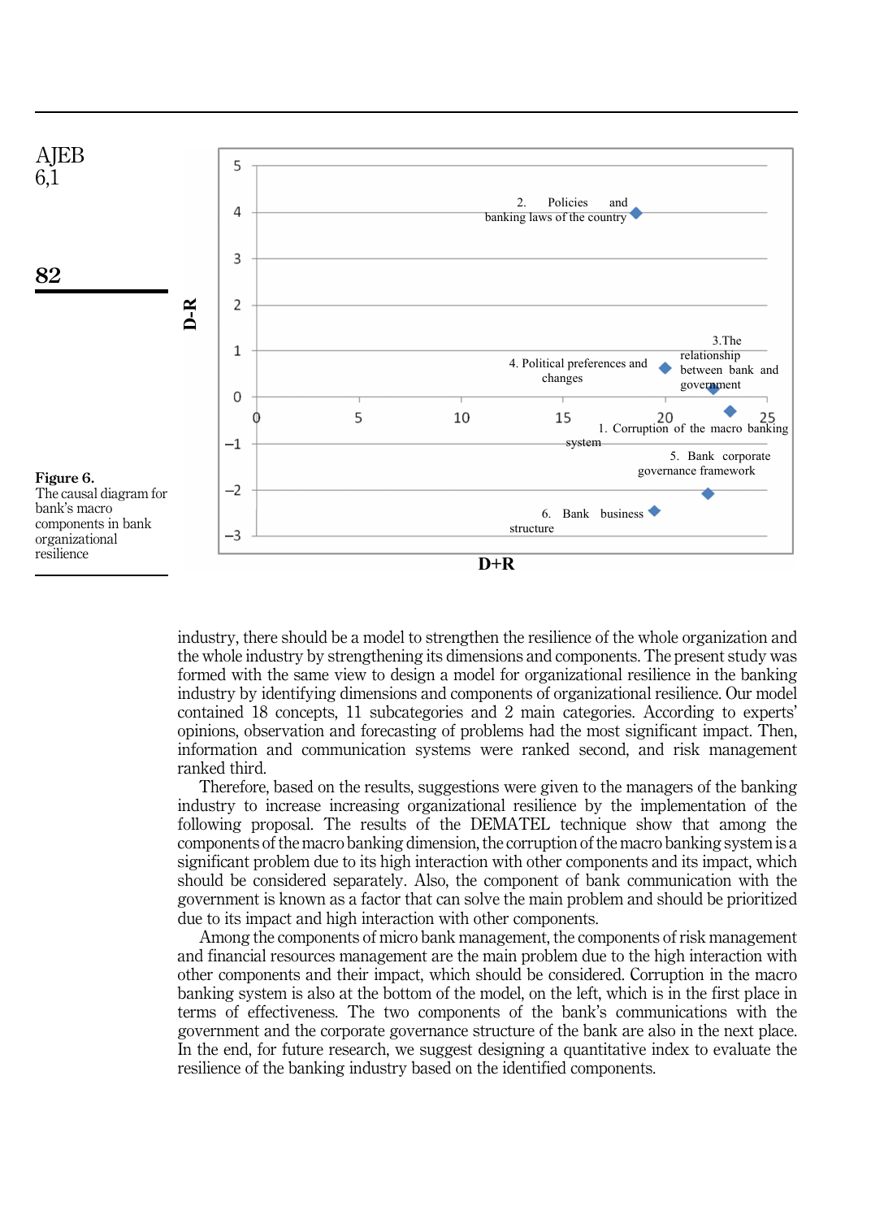**Figure 6.**
The causal diagram for bank's macro components in bank organizational resilience

industry, there should be a model to strengthen the resilience of the whole organization and the whole industry by strengthening its dimensions and components. The present study was formed with the same view to design a model for organizational resilience in the banking industry by identifying dimensions and components of organizational resilience. Our model contained 18 concepts, 11 subcategories and 2 main categories. According to experts' opinions, observation and forecasting of problems had the most significant impact. Then, information and communication systems were ranked second, and risk management ranked third.

Therefore, based on the results, suggestions were given to the managers of the banking industry to increase increasing organizational resilience by the implementation of the following proposal. The results of the DEMATEL technique show that among the components of the macro banking dimension, the corruption of the macro banking system is a significant problem due to its high interaction with other components and its impact, which should be considered separately. Also, the component of bank communication with the government is known as a factor that can solve the main problem and should be prioritized due to its impact and high interaction with other components.

Among the components of micro bank management, the components of risk management and financial resources management are the main problem due to the high interaction with other components and their impact, which should be considered. Corruption in the macro banking system is also at the bottom of the model, on the left, which is in the first place in terms of effectiveness. The two components of the bank's communications with the government and the corporate governance structure of the bank are also in the next place. In the end, for future research, we suggest designing a quantitative index to evaluate the resilience of the banking industry based on the identified components.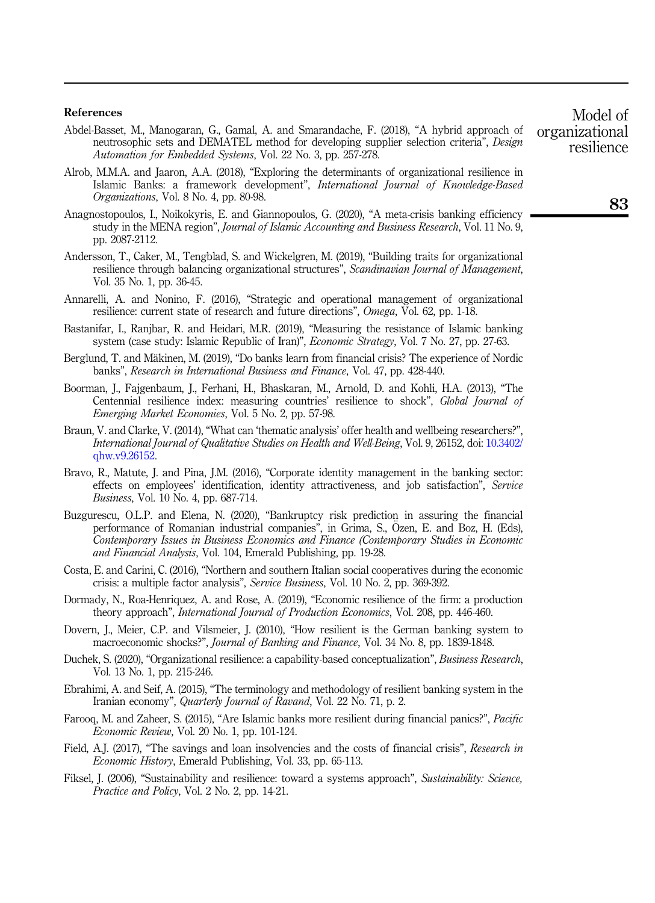## References

Abdel-Basset, M., Manogaran, G., Gamal, A. and Smarandache, F. (2018), “A hybrid approach of neutrosophic sets and DEMATEL method for developing supplier selection criteria”, *Design Automation for Embedded Systems*, Vol. 22 No. 3, pp. 257-278.

Alrob, M.M.A. and Jaaron, A.A. (2018), “Exploring the determinants of organizational resilience in Islamic Banks: a framework development”, *International Journal of Knowledge-Based Organizations*, Vol. 8 No. 4, pp. 80-98.

Anagnostopoulos, I., Noikokyris, E. and Giannopoulos, G. (2020), “A meta-crisis banking efficiency study in the MENA region”, *Journal of Islamic Accounting and Business Research*, Vol. 11 No. 9, pp. 2087-2112.

Andersson, T., Caker, M., Tengblad, S. and Wickelgren, M. (2019), “Building traits for organizational resilience through balancing organizational structures”, *Scandinavian Journal of Management*, Vol. 35 No. 1, pp. 36-45.

Annarelli, A. and Nonino, F. (2016), “Strategic and operational management of organizational resilience: current state of research and future directions”, *Omega*, Vol. 62, pp. 1-18.

Bastanifar, I., Ranjbar, R. and Heidari, M.R. (2019), “Measuring the resistance of Islamic banking system (case study: Islamic Republic of Iran)”, *Economic Strategy*, Vol. 7 No. 27, pp. 27-63.

Berglund, T. and Mäkinen, M. (2019), “Do banks learn from financial crisis? The experience of Nordic banks”, *Research in International Business and Finance*, Vol. 47, pp. 428-440.

Boorman, J., Fajgenbaum, J., Ferhani, H., Bhaskaran, M., Arnold, D. and Kohli, H.A. (2013), “The Centennial resilience index: measuring countries’ resilience to shock”, *Global Journal of Emerging Market Economies*, Vol. 5 No. 2, pp. 57-98.

Braun, V. and Clarke, V. (2014), “What can ‘thematic analysis’ offer health and wellbeing researchers?”, *International Journal of Qualitative Studies on Health and Well-Being*, Vol. 9, 26152, doi: 10.3402/qhw.v9.26152.

Bravo, R., Matute, J. and Pina, J.M. (2016), “Corporate identity management in the banking sector: effects on employees’ identification, identity attractiveness, and job satisfaction”, *Service Business*, Vol. 10 No. 4, pp. 687-714.

Buzgurescu, O.L.P. and Elena, N. (2020), “Bankruptcy risk prediction in assuring the financial performance of Romanian industrial companies”, in Grima, S., Özen, E. and Boz, H. (Eds), *Contemporary Issues in Business Economics and Finance (Contemporary Studies in Economic and Financial Analysis*, Vol. 104, Emerald Publishing, pp. 19-28.

Costa, E. and Carini, C. (2016), “Northern and southern Italian social cooperatives during the economic crisis: a multiple factor analysis”, *Service Business*, Vol. 10 No. 2, pp. 369-392.

Dormady, N., Roa-Henriquez, A. and Rose, A. (2019), “Economic resilience of the firm: a production theory approach”, *International Journal of Production Economics*, Vol. 208, pp. 446-460.

Dovern, J., Meier, C.P. and Vilsmeier, J. (2010), “How resilient is the German banking system to macroeconomic shocks?”, *Journal of Banking and Finance*, Vol. 34 No. 8, pp. 1839-1848.

Duchek, S. (2020), “Organizational resilience: a capability-based conceptualization”, *Business Research*, Vol. 13 No. 1, pp. 215-246.

Ebrahimi, A. and Seif, A. (2015), “The terminology and methodology of resilient banking system in the Iranian economy”, *Quarterly Journal of Ravand*, Vol. 22 No. 71, p. 2.

Farooq, M. and Zaheer, S. (2015), “Are Islamic banks more resilient during financial panics?”, *Pacific Economic Review*, Vol. 20 No. 1, pp. 101-124.

Field, A.J. (2017), “The savings and loan insolvencies and the costs of financial crisis”, *Research in Economic History*, Emerald Publishing, Vol. 33, pp. 65-113.

Fiksel, J. (2006), “Sustainability and resilience: toward a systems approach”, *Sustainability: Science, Practice and Policy*, Vol. 2 No. 2, pp. 14-21.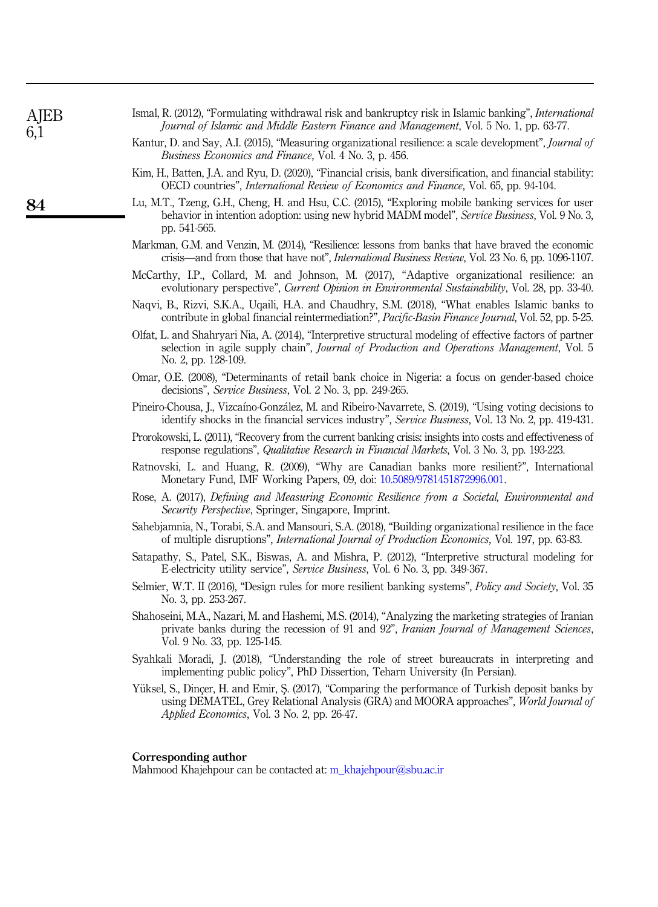Ismal, R. (2012), "Formulating withdrawal risk and bankruptcy risk in Islamic banking", *International Journal of Islamic and Middle Eastern Finance and Management*, Vol. 5 No. 1, pp. 63-77.

Kantur, D. and Say, A.I. (2015), "Measuring organizational resilience: a scale development", *Journal of Business Economics and Finance*, Vol. 4 No. 3, p. 456.

Kim, H., Batten, J.A. and Ryu, D. (2020), "Financial crisis, bank diversification, and financial stability: OECD countries", *International Review of Economics and Finance*, Vol. 65, pp. 94-104.

Lu, M.T., Tzeng, G.H., Cheng, H. and Hsu, C.C. (2015), "Exploring mobile banking services for user behavior in intention adoption: using new hybrid MADM model", *Service Business*, Vol. 9 No. 3, pp. 541-565.

Markman, G.M. and Venzin, M. (2014), "Resilience: lessons from banks that have braved the economic crisis—and from those that have not", *International Business Review*, Vol. 23 No. 6, pp. 1096-1107.

McCarthy, I.P., Collard, M. and Johnson, M. (2017), "Adaptive organizational resilience: an evolutionary perspective", *Current Opinion in Environmental Sustainability*, Vol. 28, pp. 33-40.

Naqvi, B., Rizvi, S.K.A., Uqaili, H.A. and Chaudhry, S.M. (2018), "What enables Islamic banks to contribute in global financial reintermediation?", *Pacific-Basin Finance Journal*, Vol. 52, pp. 5-25.

Olfat, L. and Shahryari Nia, A. (2014), "Interpretive structural modeling of effective factors of partner selection in agile supply chain", *Journal of Production and Operations Management*, Vol. 5 No. 2, pp. 128-109.

Omar, O.E. (2008), "Determinants of retail bank choice in Nigeria: a focus on gender-based choice decisions", *Service Business*, Vol. 2 No. 3, pp. 249-265.

Pineiro-Chousa, J., Vizcaíno-González, M. and Ribeiro-Navarrete, S. (2019), "Using voting decisions to identify shocks in the financial services industry", *Service Business*, Vol. 13 No. 2, pp. 419-431.

Prorokowski, L. (2011), "Recovery from the current banking crisis: insights into costs and effectiveness of response regulations", *Qualitative Research in Financial Markets*, Vol. 3 No. 3, pp. 193-223.

Ratnovski, L. and Huang, R. (2009), "Why are Canadian banks more resilient?", International Monetary Fund, IMF Working Papers, 09, doi: 10.5089/9781451872996.001.

Rose, A. (2017), *Defining and Measuring Economic Resilience from a Societal, Environmental and Security Perspective*, Springer, Singapore, Imprint.

Sahebjamnia, N., Torabi, S.A. and Mansouri, S.A. (2018), "Building organizational resilience in the face of multiple disruptions", *International Journal of Production Economics*, Vol. 197, pp. 63-83.

Satapathy, S., Patel, S.K., Biswas, A. and Mishra, P. (2012), "Interpretive structural modeling for E-electricity utility service", *Service Business*, Vol. 6 No. 3, pp. 349-367.

Selmier, W.T. II (2016), "Design rules for more resilient banking systems", *Policy and Society*, Vol. 35 No. 3, pp. 253-267.

Shahoseini, M.A., Nazari, M. and Hashemi, M.S. (2014), "Analyzing the marketing strategies of Iranian private banks during the recession of 91 and 92", *Iranian Journal of Management Sciences*, Vol. 9 No. 33, pp. 125-145.

Syahkali Moradi, J. (2018), "Understanding the role of street bureaucrats in interpreting and implementing public policy", PhD Dissertion, Teharn University (In Persian).

Yüksel, S., Dinçer, H. and Emir, Ş. (2017), "Comparing the performance of Turkish deposit banks by using DEMATEL, Grey Relational Analysis (GRA) and MOORA approaches", *World Journal of Applied Economics*, Vol. 3 No. 2, pp. 26-47.

**Corresponding author**

Mahmood Khajehpour can be contacted at: m_khajehpour@sbu.ac.ir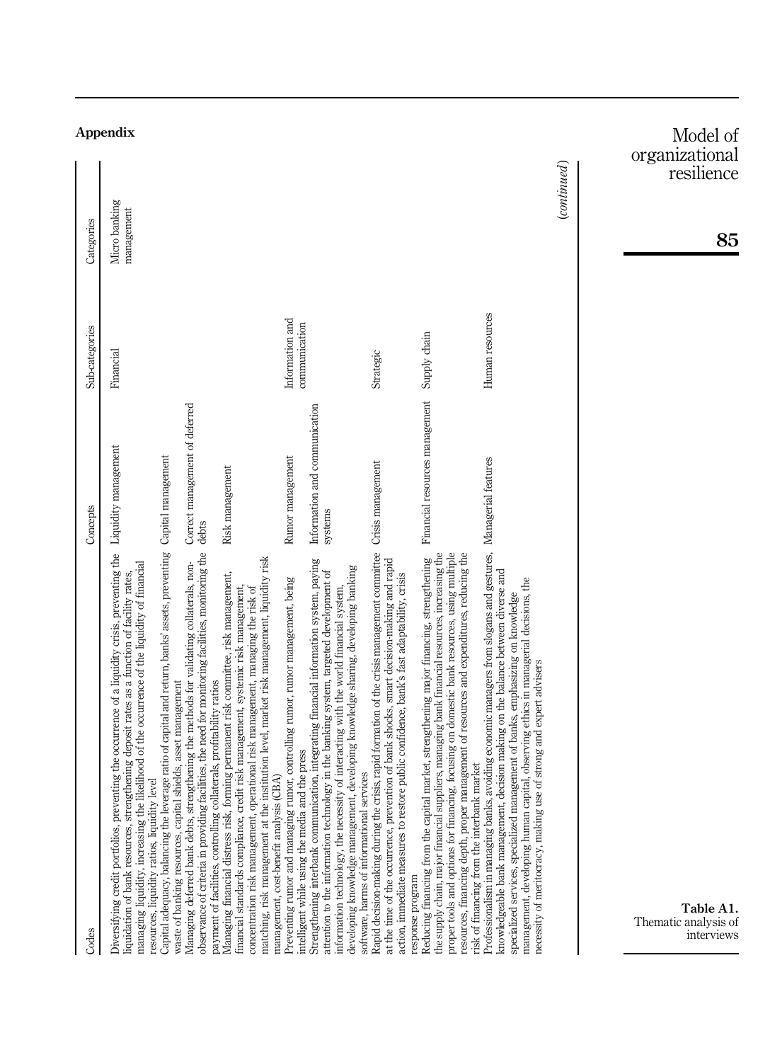## Appendix

**Table A1.** Thematic analysis of interviews

| Codes | Concepts | Sub-categories | Categories |
|---|---|---|---|
| Diversifying credit portfolios, preventing the occurrence of a liquidity crisis, preventing the liquidation of bank resources, strengthening deposit rates as a function of facility rates, managing liquidity, increasing the likelihood of the occurrence of the liquidity of financial resources, liquidity ratios, liquidity level | Liquidity management | Financial | Micro banking management |
| Capital adequacy, balancing the leverage ratio of capital and return, banks' assets, preventing waste of banking resources, capital shields, asset management | Capital management | | |
| Managing deferred bank debts, strengthening the methods for validating collaterals, non-observance of criteria in providing facilities, the need for monitoring facilities, monitoring the payment of facilities, controlling collaterals, profitability ratios | Correct management of deferred debts | | |
| Managing financial distress risk, forming permanent risk committee, risk management, financial standards compliance, credit risk management, systemic risk management, concentration risk management, operational risk management, managing the risk of matching, risk management at the institution level, market risk management, liquidity risk management, cost-benefit analysis (CBA) | Risk management | | |
| Preventing rumor and managing rumor, controlling rumor, rumor management, being intelligent while using the media and the press | Rumor management | Information and communication | |
| Strengthening interbank communication, integrating financial information system, paying attention to the information technology in the banking system, targeted development of information technology, the necessity of interacting with the world financial system, developing knowledge management, developing knowledge sharing, developing banking software, harms of informational services | Information and communication systems | | |
| Rapid decision-making during the crisis, rapid formation of the crisis management committee at the time of the occurrence, prevention of bank shocks, smart decision-making and rapid action, immediate measures to restore public confidence, bank's fast adaptability, crisis response program | Crisis management | Strategic | |
| Reducing financing from the capital market, strengthening major financing, strengthening the supply chain, major financial suppliers, managing bank financial resources, increasing the proper tools and options for financing, focusing on domestic bank resources, using multiple resources, financing depth, proper management of resources and expenditures, reducing the risk of financing from the interbank market | Financial resources management | Supply chain | |
| Professionalism in managing banks, avoiding economic managers from slogans and gestures, knowledgeable bank management, decision making on the balance between diverse and specialized services, specialized management of banks, emphasizing on knowledge management, developing human capital, observing ethics in managerial decisions, the necessity of meritocracy, making use of strong and expert advisers | Managerial features | Human resources | |

*(continued)*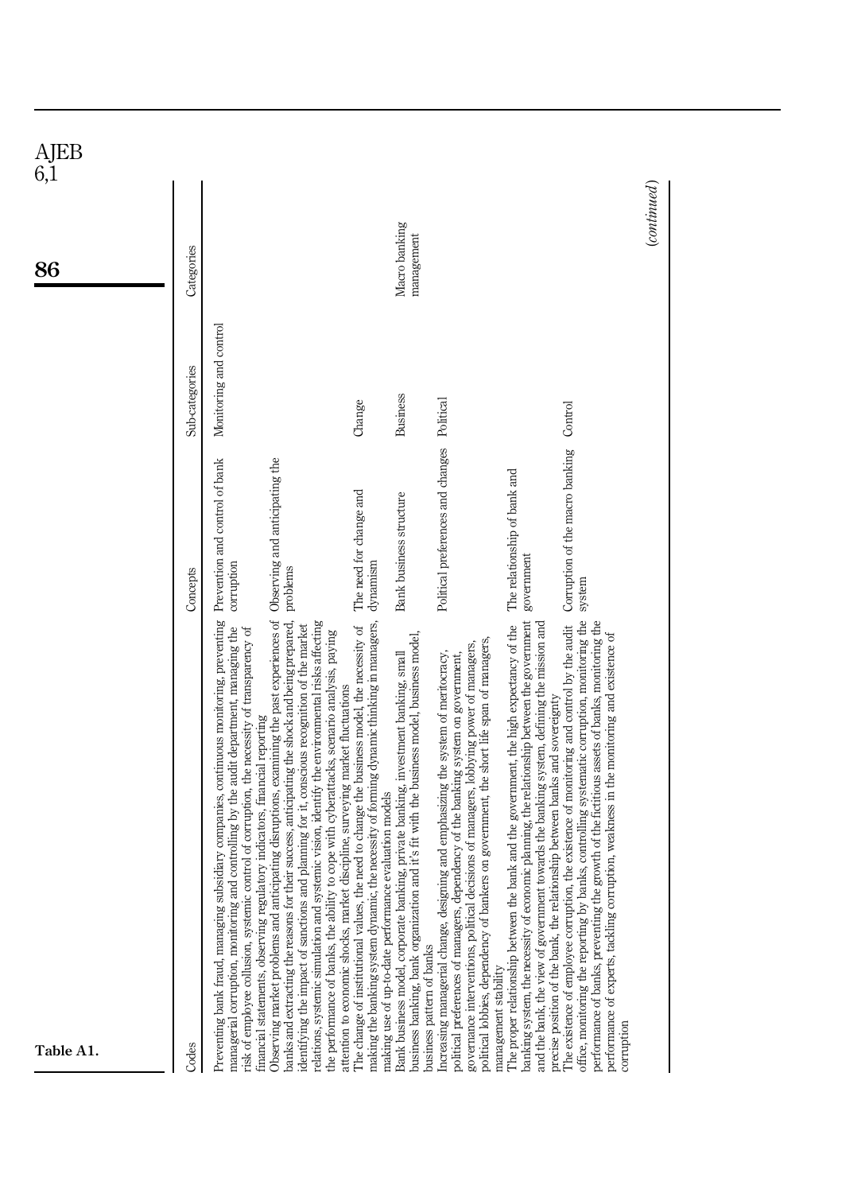**Table A1.**

| Codes | Concepts | Sub-categories | Categories |
|---|---|---|---|
| Preventing bank fraud, managing subsidiary companies, continuous monitoring, preventing managerial corruption, monitoring and controlling by the audit department, managing the risk of employee collusion, systemic control of corruption, the necessity of transparency of financial statements, observing regulatory indicators, financial reporting | Prevention and control of bank corruption | Monitoring and control | |
| Observing market problems and anticipating disruptions, examining the past experiences of banks and extracting the reasons for their success, anticipating the shock and being prepared, identifying the impact of sanctions and planning for it, conscious recognition of the market relations, systemic simulation and systemic vision, identify the environmental risks affecting the performance of banks, the ability to cope with cyberattacks, scenario analysis, paying attention to economic shocks, market discipline, surveying market fluctuations | Observing and anticipating the problems | | |
| The change of institutional values, the need to change the business model, the necessity of making the banking system dynamic, the necessity of forming dynamic thinking in managers, making use of up-to-date performance evaluation models | The need for change and dynamism | Change | |
| Bank business model, corporate banking, private banking, investment banking, small business banking, bank organization and it's fit with the business model, business model, business pattern of banks | Bank business structure | Business | Macro banking management |
| Increasing managerial change, designing and emphasizing the system of meritocracy, political preferences of managers, dependency of the banking system on government, governance interventions, political decisions of managers, lobbying power of managers, political lobbies, dependency of bankers on government, the short life span of managers, management stability | Political preferences and changes | Political | |
| The proper relationship between the bank and the government, the high expectancy of the banking system, the necessity of economic planning, the relationship between the government and the bank, the view of government towards the banking system, defining the mission and precise position of the bank, the relationship between banks and sovereignty | The relationship of bank and government | | |
| The existence of employee corruption, the existence of monitoring and control by the audit office, monitoring the reporting by banks, controlling systematic corruption, monitoring the performance of banks, preventing the growth of the fictitious assets of banks, monitoring the performance of experts, tackling corruption, weakness in the monitoring and existence of corruption | Corruption of the macro banking system | Control | |

(*continued*)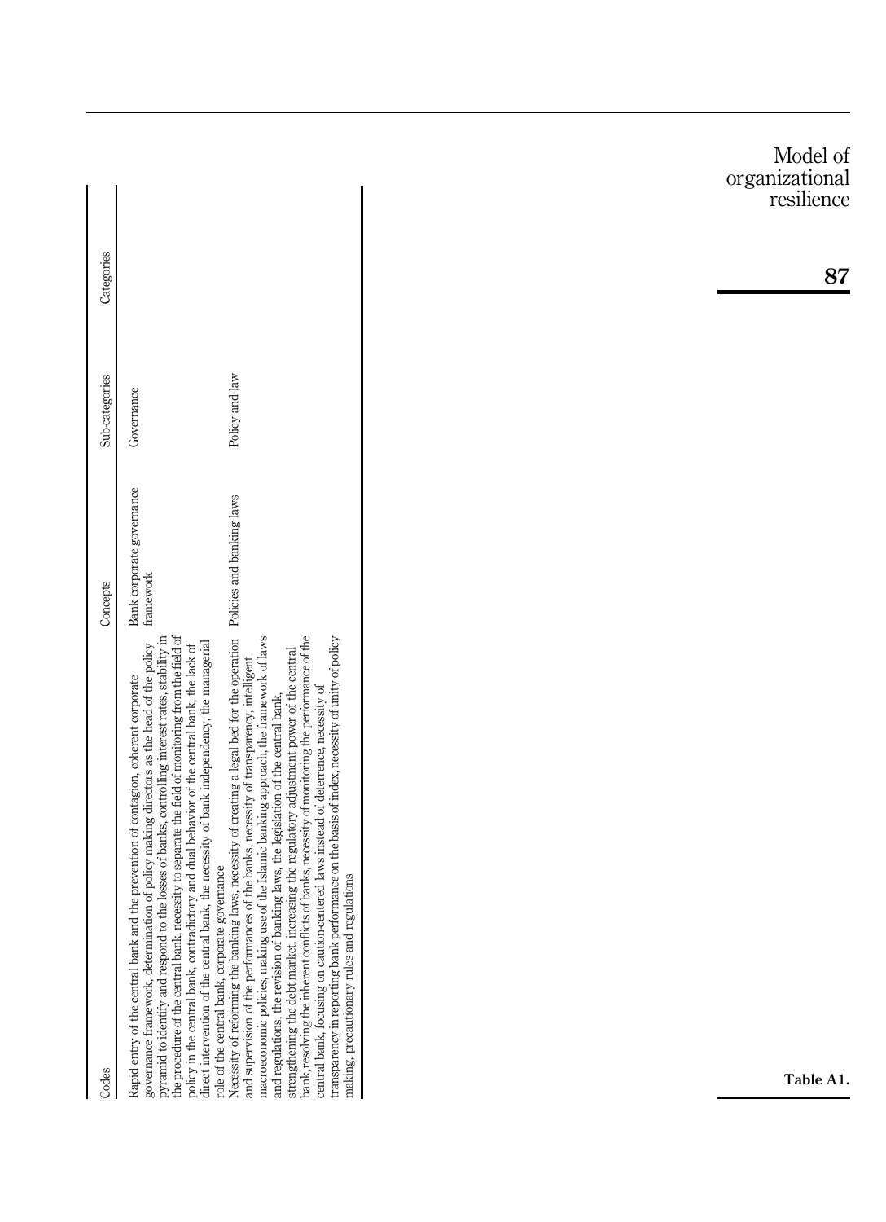| Codes | Concepts | Sub-categories | Categories |
|---|---|---|---|
| Rapid entry of the central bank and the prevention of contagion, coherent corporate governance framework, determination of policy making directors as the head of the policy pyramid to identify and respond to the losses of banks, controlling interest rates, stability in the procedure of the central bank, necessity to separate the field of monitoring from the field of policy in the central bank, contradictory and dual behavior of the central bank, the lack of direct intervention of the central bank, the necessity of bank independency, the managerial role of the central bank, corporate governance | Bank corporate governance framework | Governance | |
| Necessity of reforming the banking laws, necessity of creating a legal bed for the operation and supervision of the performances of the banks, necessity of transparency, intelligent macroeconomic policies, making use of the Islamic banking approach, the framework of laws and regulations, the revision of banking laws, the legislation of the central bank, strengthening the debt market, increasing the regulatory adjustment power of the central bank, resolving the inherent conflicts of banks, necessity of monitoring the performance of the central bank, focusing on caution-centered laws instead of deterrence, necessity of transparency in reporting bank performance on the basis of index, necessity of unity of policy making, precautionary rules and regulations | Policies and banking laws | Policy and law | |

Table A1.